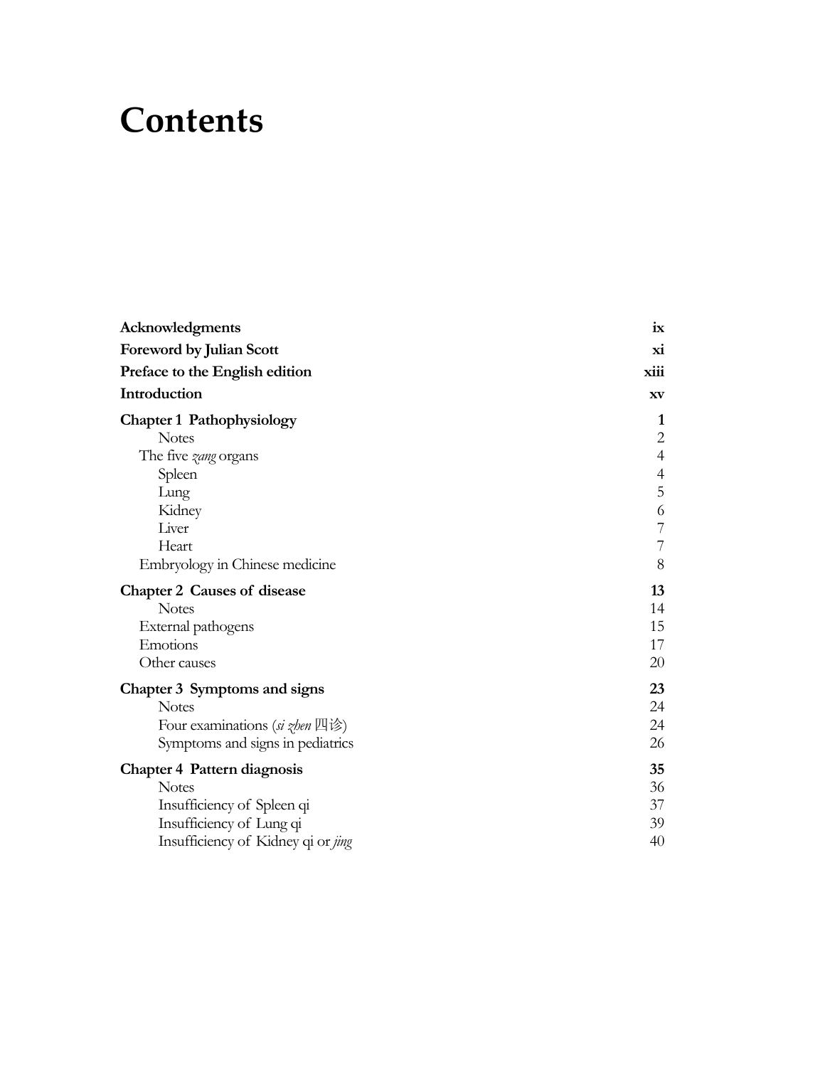# Contents

| | |
|---|---|
| **Acknowledgments** | **ix** |
| **Foreword by Julian Scott** | **xi** |
| **Preface to the English edition** | **xiii** |
| **Introduction** | **xv** |
| **Chapter 1 Pathophysiology** | **1** |
| Notes | 2 |
| The five *zang* organs | 4 |
| Spleen | 4 |
| Lung | 5 |
| Kidney | 6 |
| Liver | 7 |
| Heart | 7 |
| Embryology in Chinese medicine | 8 |
| **Chapter 2 Causes of disease** | **13** |
| Notes | 14 |
| External pathogens | 15 |
| Emotions | 17 |
| Other causes | 20 |
| **Chapter 3 Symptoms and signs** | **23** |
| Notes | 24 |
| Four examinations (*si zhen* 四诊) | 24 |
| Symptoms and signs in pediatrics | 26 |
| **Chapter 4 Pattern diagnosis** | **35** |
| Notes | 36 |
| Insufficiency of Spleen qi | 37 |
| Insufficiency of Lung qi | 39 |
| Insufficiency of Kidney qi or *jing* | 40 |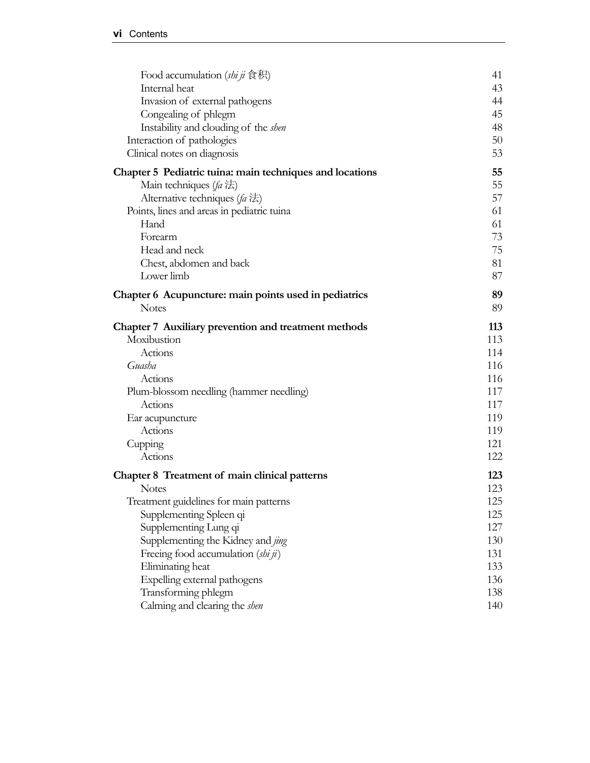| | |
|---|---|
| Food accumulation (*shi ji* 食积) | 41 |
| Internal heat | 43 |
| Invasion of external pathogens | 44 |
| Congealing of phlegm | 45 |
| Instability and clouding of the *shen* | 48 |
| Interaction of pathologies | 50 |
| Clinical notes on diagnosis | 53 |
| **Chapter 5 Pediatric tuina: main techniques and locations** | **55** |
| Main techniques (*fa* 法) | 55 |
| Alternative techniques (*fa* 法) | 57 |
| Points, lines and areas in pediatric tuina | 61 |
| Hand | 61 |
| Forearm | 73 |
| Head and neck | 75 |
| Chest, abdomen and back | 81 |
| Lower limb | 87 |
| **Chapter 6 Acupuncture: main points used in pediatrics** | **89** |
| Notes | 89 |
| **Chapter 7 Auxiliary prevention and treatment methods** | **113** |
| Moxibustion | 113 |
| Actions | 114 |
| *Guasha* | 116 |
| Actions | 116 |
| Plum-blossom needling (hammer needling) | 117 |
| Actions | 117 |
| Ear acupuncture | 119 |
| Actions | 119 |
| Cupping | 121 |
| Actions | 122 |
| **Chapter 8 Treatment of main clinical patterns** | **123** |
| Notes | 123 |
| Treatment guidelines for main patterns | 125 |
| Supplementing Spleen qi | 125 |
| Supplementing Lung qi | 127 |
| Supplementing the Kidney and *jing* | 130 |
| Freeing food accumulation (*shi ji*) | 131 |
| Eliminating heat | 133 |
| Expelling external pathogens | 136 |
| Transforming phlegm | 138 |
| Calming and clearing the *shen* | 140 |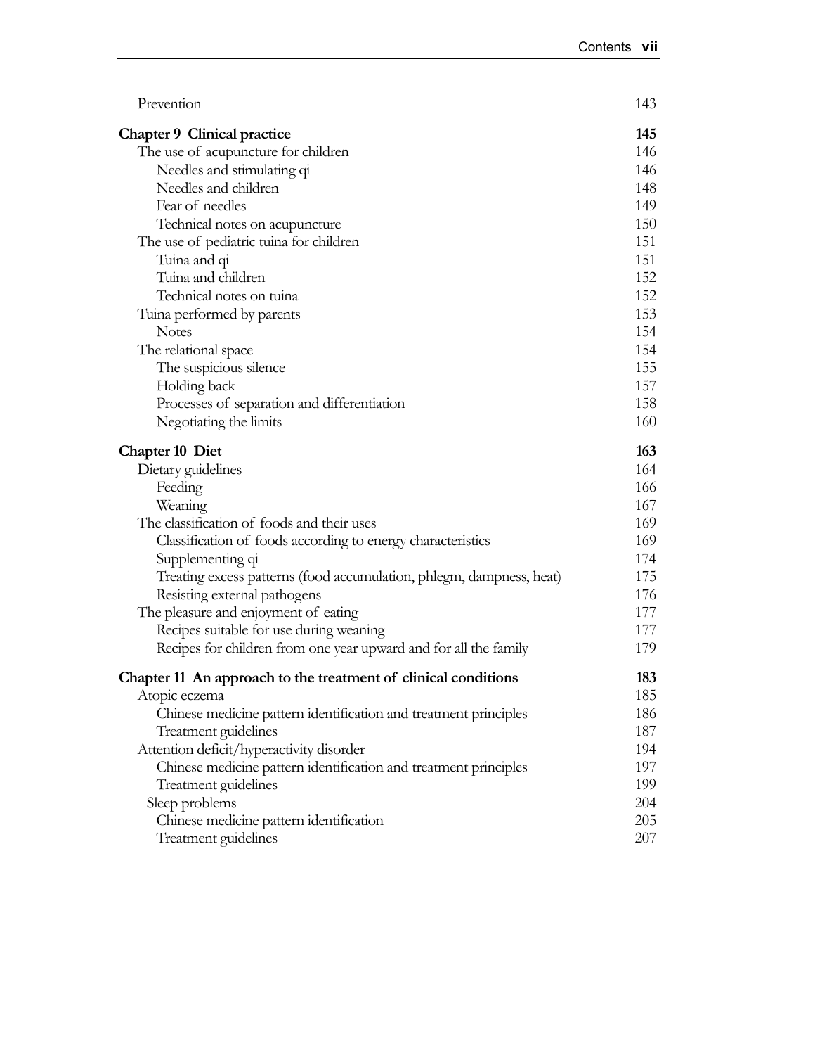Prevention 143

**Chapter 9 Clinical practice** **145**

The use of acupuncture for children 146

Needles and stimulating qi 146

Needles and children 148

Fear of needles 149

Technical notes on acupuncture 150

The use of pediatric tuina for children 151

Tuina and qi 151

Tuina and children 152

Technical notes on tuina 152

Tuina performed by parents 153

Notes 154

The relational space 154

The suspicious silence 155

Holding back 157

Processes of separation and differentiation 158

Negotiating the limits 160

**Chapter 10 Diet** **163**

Dietary guidelines 164

Feeding 166

Weaning 167

The classification of foods and their uses 169

Classification of foods according to energy characteristics 169

Supplementing qi 174

Treating excess patterns (food accumulation, phlegm, dampness, heat) 175

Resisting external pathogens 176

The pleasure and enjoyment of eating 177

Recipes suitable for use during weaning 177

Recipes for children from one year upward and for all the family 179

**Chapter 11 An approach to the treatment of clinical conditions** **183**

Atopic eczema 185

Chinese medicine pattern identification and treatment principles 186

Treatment guidelines 187

Attention deficit/hyperactivity disorder 194

Chinese medicine pattern identification and treatment principles 197

Treatment guidelines 199

Sleep problems 204

Chinese medicine pattern identification 205

Treatment guidelines 207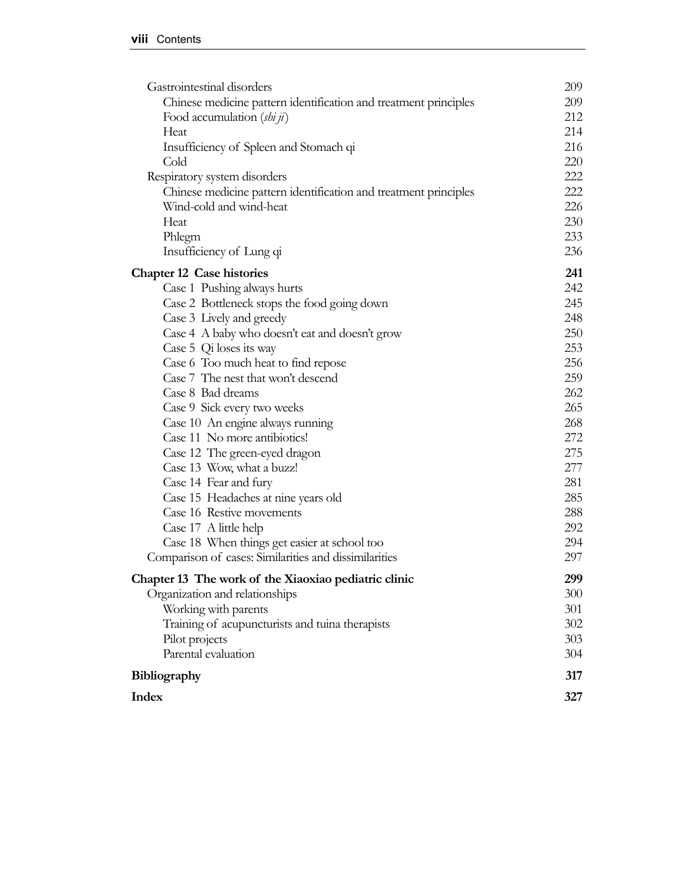Gastrointestinal disorders 209
- Chinese medicine pattern identification and treatment principles 209
- Food accumulation (*shi ji*) 212
- Heat 214
- Insufficiency of Spleen and Stomach qi 216
- Cold 220

Respiratory system disorders 222
- Chinese medicine pattern identification and treatment principles 222
- Wind-cold and wind-heat 226
- Heat 230
- Phlegm 233
- Insufficiency of Lung qi 236

**Chapter 12 Case histories 241**
- Case 1 Pushing always hurts 242
- Case 2 Bottleneck stops the food going down 245
- Case 3 Lively and greedy 248
- Case 4 A baby who doesn't eat and doesn't grow 250
- Case 5 Qi loses its way 253
- Case 6 Too much heat to find repose 256
- Case 7 The nest that won't descend 259
- Case 8 Bad dreams 262
- Case 9 Sick every two weeks 265
- Case 10 An engine always running 268
- Case 11 No more antibiotics! 272
- Case 12 The green-eyed dragon 275
- Case 13 Wow, what a buzz! 277
- Case 14 Fear and fury 281
- Case 15 Headaches at nine years old 285
- Case 16 Restive movements 288
- Case 17 A little help 292
- Case 18 When things get easier at school too 294

Comparison of cases: Similarities and dissimilarities 297

**Chapter 13 The work of the Xiaoxiao pediatric clinic 299**

Organization and relationships 300
- Working with parents 301
- Training of acupuncturists and tuina therapists 302
- Pilot projects 303
- Parental evaluation 304

**Bibliography 317**

**Index 327**